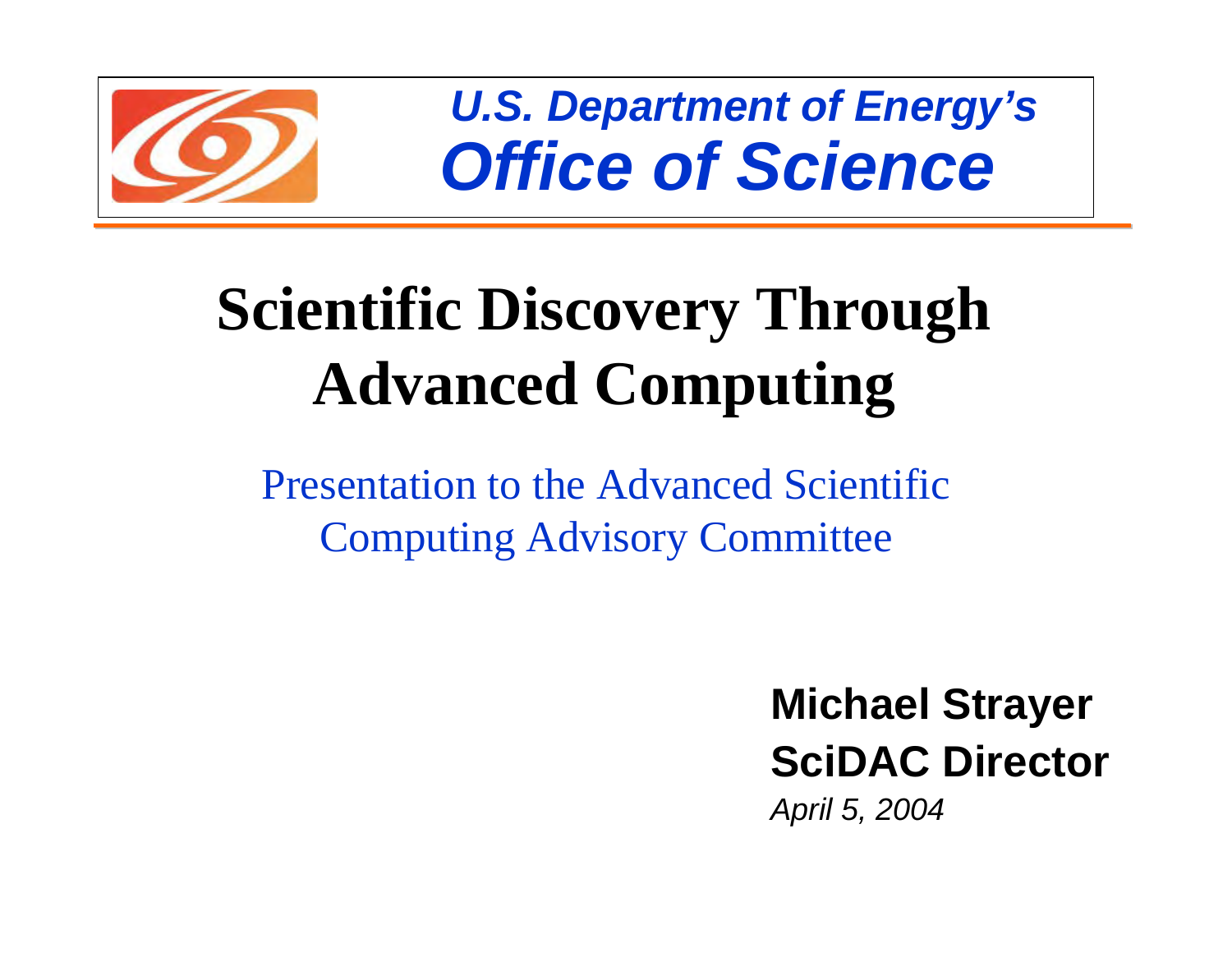*U.S. Department of Energy's*

***Office of Science***

# Scientific Discovery Through Advanced Computing

Presentation to the Advanced Scientific Computing Advisory Committee

**Michael Strayer**

**SciDAC Director**

*April 5, 2004*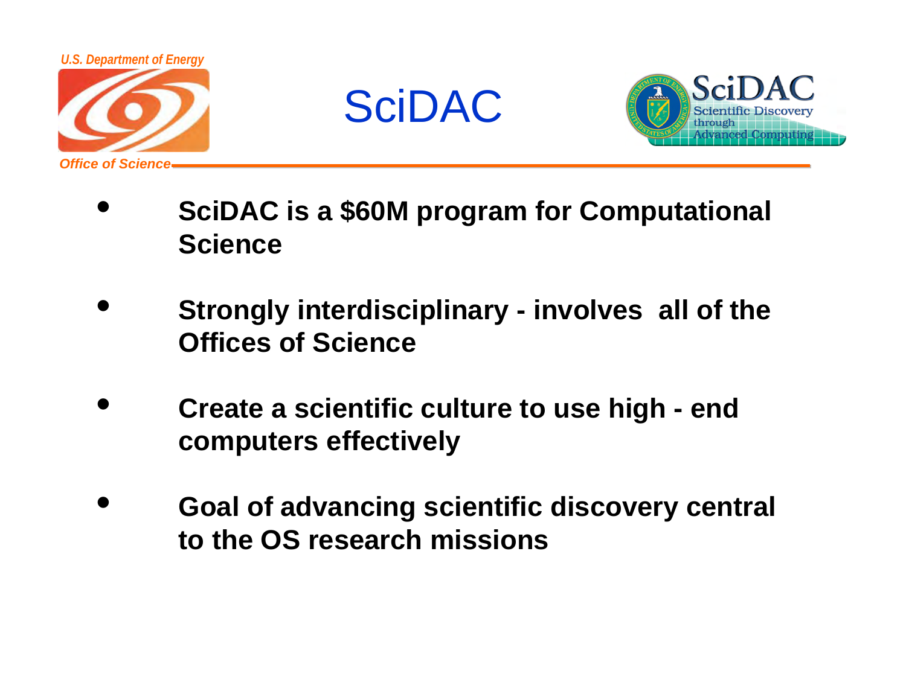# SciDAC

- **SciDAC is a $60M program for Computational Science**

- **Strongly interdisciplinary - involves all of the Offices of Science**

- **Create a scientific culture to use high - end computers effectively**

- **Goal of advancing scientific discovery central to the OS research missions**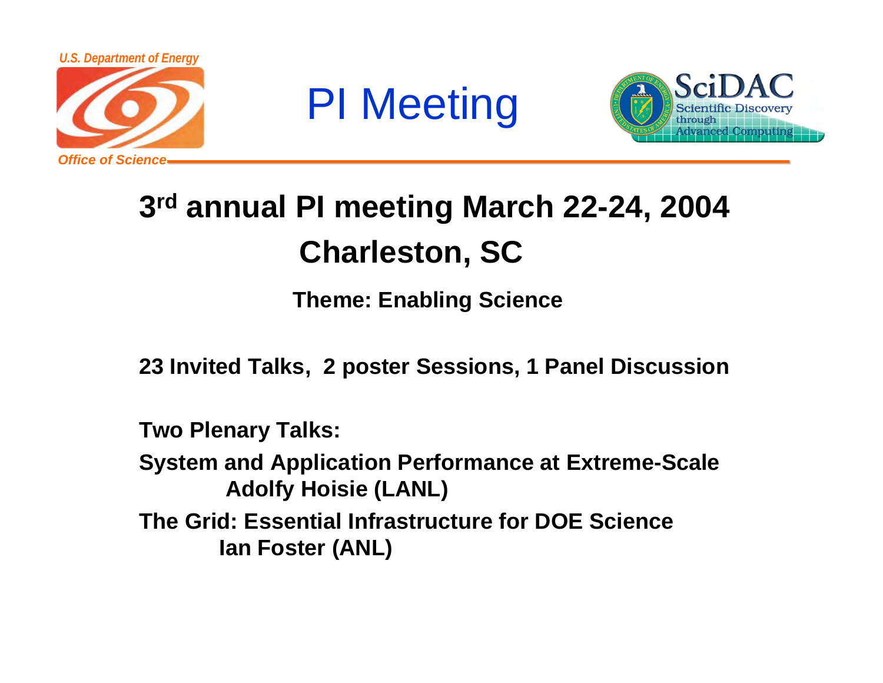# PI Meeting

## 3rd annual PI meeting March 22-24, 2004 Charleston, SC

**Theme: Enabling Science**

**23 Invited Talks, 2 poster Sessions, 1 Panel Discussion**

**Two Plenary Talks:**

**System and Application Performance at Extreme-Scale**
**Adolfy Hoisie (LANL)**

**The Grid: Essential Infrastructure for DOE Science**
**Ian Foster (ANL)**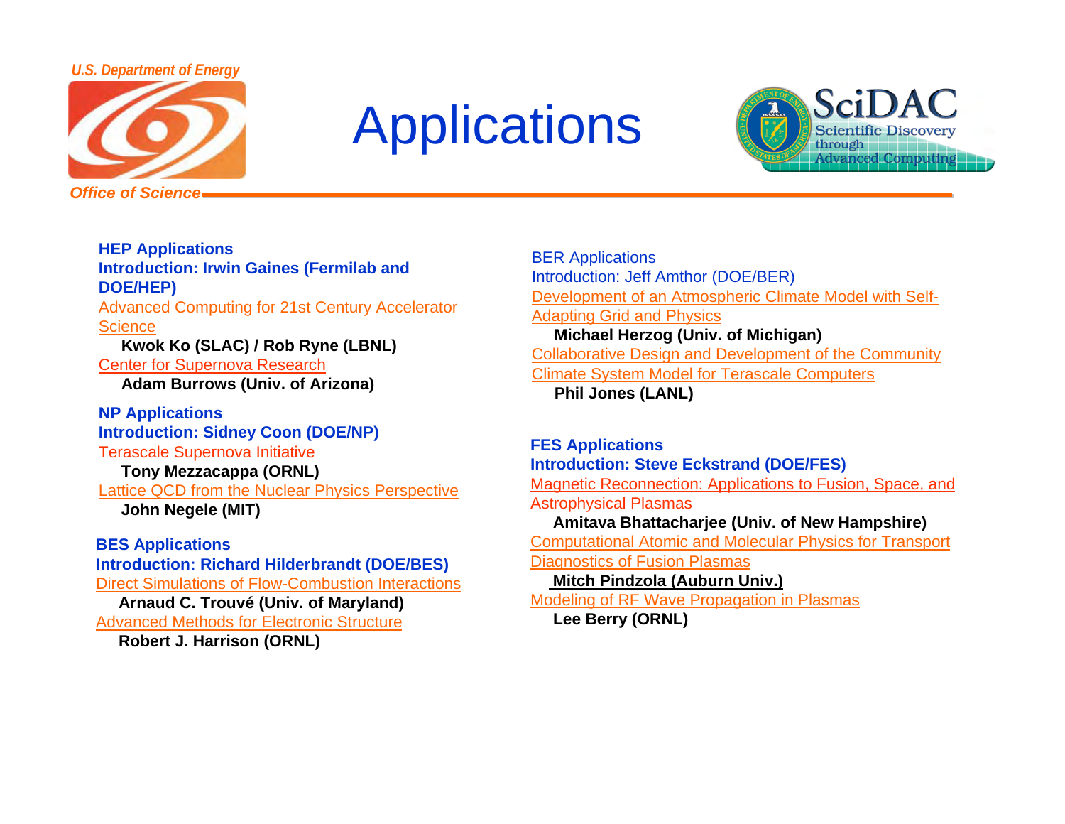# Applications

**HEP Applications**
**Introduction: Irwin Gaines (Fermilab and DOE/HEP)**

Advanced Computing for 21st Century Accelerator Science
**Kwok Ko (SLAC) / Rob Ryne (LBNL)**

Center for Supernova Research
**Adam Burrows (Univ. of Arizona)**

**NP Applications**
**Introduction: Sidney Coon (DOE/NP)**

Terascale Supernova Initiative
**Tony Mezzacappa (ORNL)**

Lattice QCD from the Nuclear Physics Perspective
**John Negele (MIT)**

**BES Applications**
**Introduction: Richard Hilderbrandt (DOE/BES)**

Direct Simulations of Flow-Combustion Interactions
**Arnaud C. Trouvé (Univ. of Maryland)**

Advanced Methods for Electronic Structure
**Robert J. Harrison (ORNL)**

BER Applications
Introduction: Jeff Amthor (DOE/BER)

Development of an Atmospheric Climate Model with Self-Adapting Grid and Physics
**Michael Herzog (Univ. of Michigan)**

Collaborative Design and Development of the Community Climate System Model for Terascale Computers
**Phil Jones (LANL)**

**FES Applications**
**Introduction: Steve Eckstrand (DOE/FES)**

Magnetic Reconnection: Applications to Fusion, Space, and Astrophysical Plasmas
**Amitava Bhattacharjee (Univ. of New Hampshire)**

Computational Atomic and Molecular Physics for Transport Diagnostics of Fusion Plasmas
**Mitch Pindzola (Auburn Univ.)**

Modeling of RF Wave Propagation in Plasmas
**Lee Berry (ORNL)**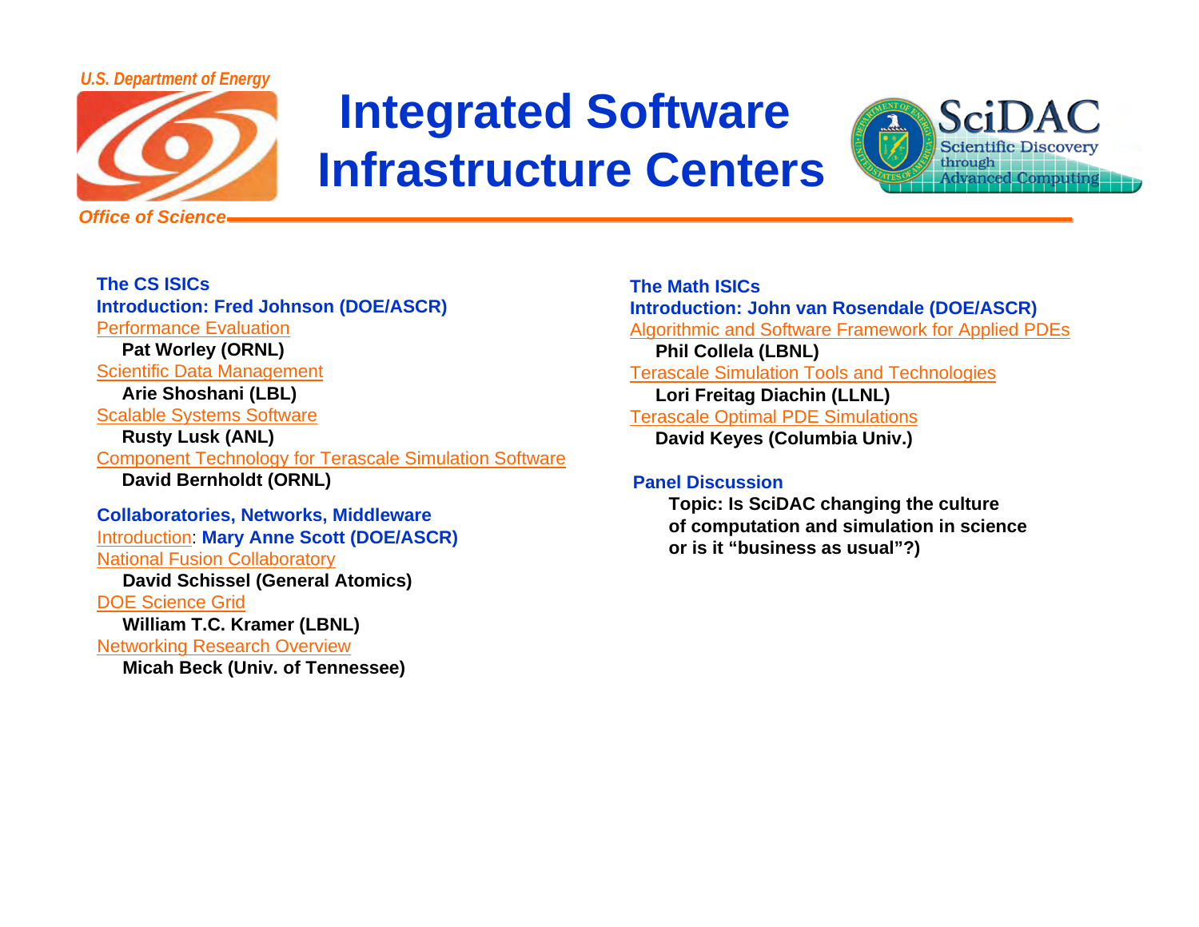# Integrated Software Infrastructure Centers

**The CS ISICs**

**Introduction: Fred Johnson (DOE/ASCR)**

Performance Evaluation
**Pat Worley (ORNL)**

Scientific Data Management
**Arie Shoshani (LBL)**

Scalable Systems Software
**Rusty Lusk (ANL)**

Component Technology for Terascale Simulation Software
**David Bernholdt (ORNL)**

**Collaboratories, Networks, Middleware**

Introduction: **Mary Anne Scott (DOE/ASCR)**

National Fusion Collaboratory
**David Schissel (General Atomics)**

DOE Science Grid
**William T.C. Kramer (LBNL)**

Networking Research Overview
**Micah Beck (Univ. of Tennessee)**

**The Math ISICs**

**Introduction: John van Rosendale (DOE/ASCR)**

Algorithmic and Software Framework for Applied PDEs
**Phil Collela (LBNL)**

Terascale Simulation Tools and Technologies
**Lori Freitag Diachin (LLNL)**

Terascale Optimal PDE Simulations
**David Keyes (Columbia Univ.)**

**Panel Discussion**

**Topic: Is SciDAC changing the culture of computation and simulation in science or is it "business as usual"?)**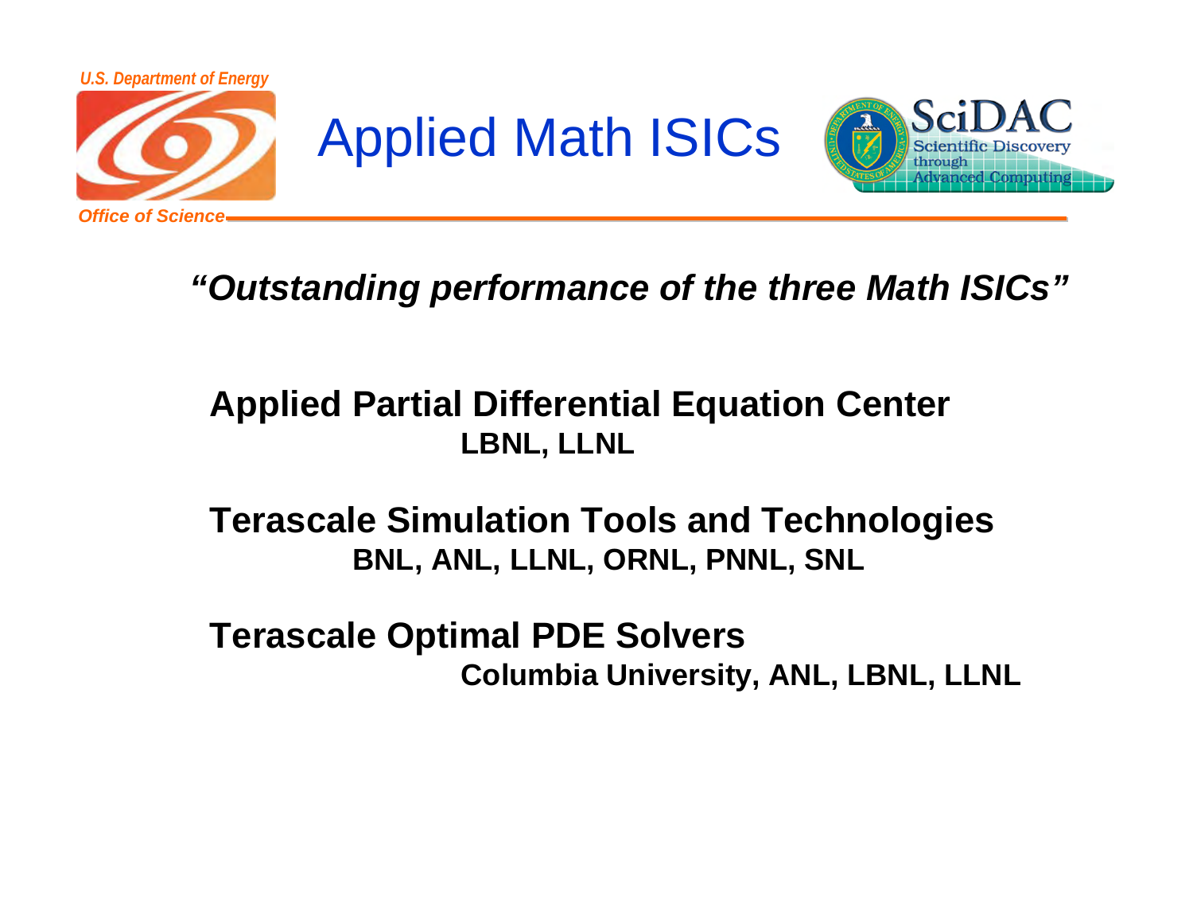# Applied Math ISICs

***"Outstanding performance of the three Math ISICs"***

**Applied Partial Differential Equation Center**
**LBNL, LLNL**

**Terascale Simulation Tools and Technologies**
**BNL, ANL, LLNL, ORNL, PNNL, SNL**

**Terascale Optimal PDE Solvers**
**Columbia University, ANL, LBNL, LLNL**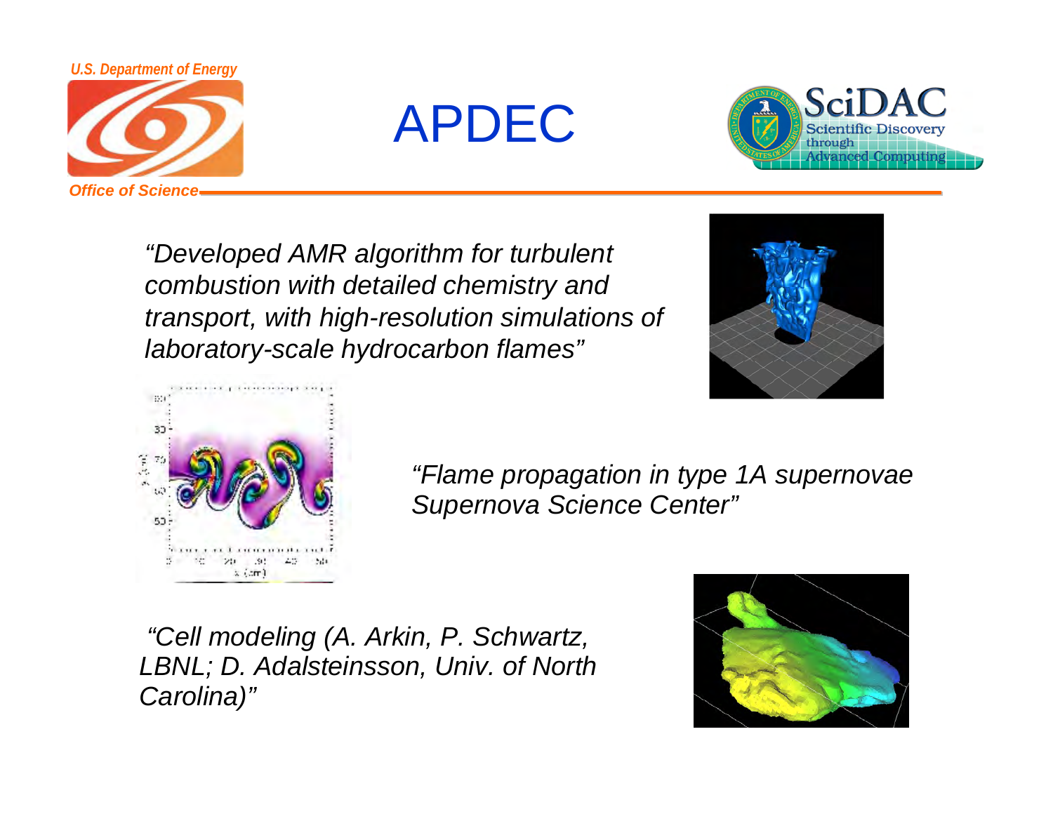# APDEC

*"Developed AMR algorithm for turbulent combustion with detailed chemistry and transport, with high-resolution simulations of laboratory-scale hydrocarbon flames"*

*"Flame propagation in type 1A supernovae Supernova Science Center"*

*"Cell modeling (A. Arkin, P. Schwartz, LBNL; D. Adalsteinsson, Univ. of North Carolina)"*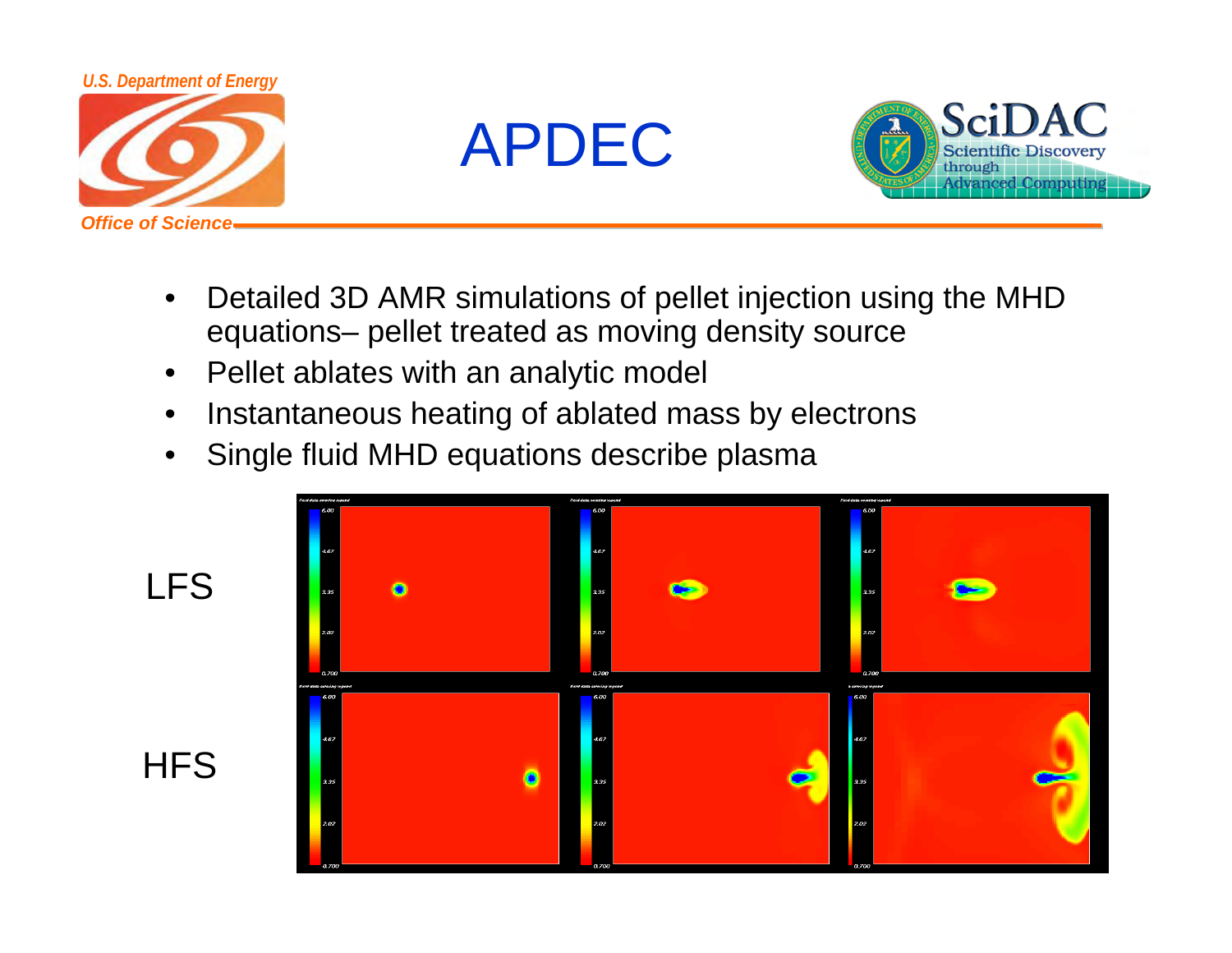U.S. Department of Energy

Office of Science

# APDEC

SciDAC
Scientific Discovery through Advanced Computing

- Detailed 3D AMR simulations of pellet injection using the MHD equations– pellet treated as moving density source
- Pellet ablates with an analytic model
- Instantaneous heating of ablated mass by electrons
- Single fluid MHD equations describe plasma

LFS

HFS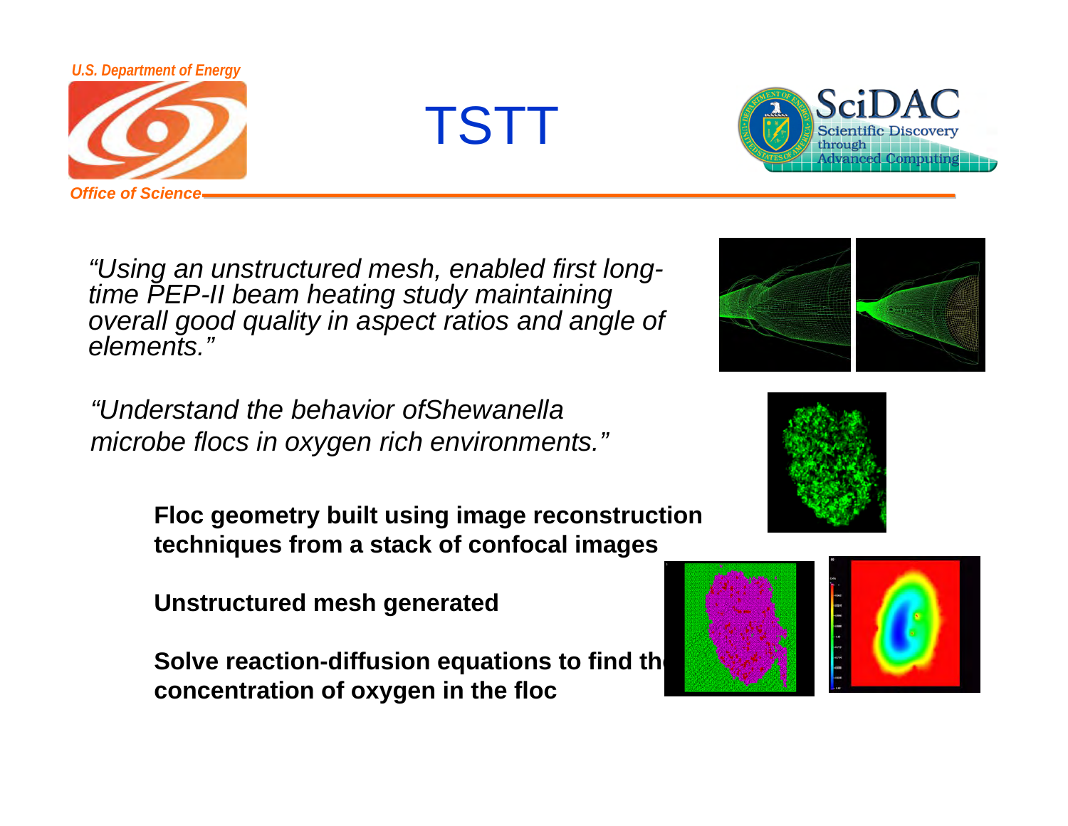# TSTT

*"Using an unstructured mesh, enabled first long-time PEP-II beam heating study maintaining overall good quality in aspect ratios and angle of elements."*

*"Understand the behavior ofShewanella microbe flocs in oxygen rich environments."*

**Floc geometry built using image reconstruction techniques from a stack of confocal images**

**Unstructured mesh generated**

**Solve reaction-diffusion equations to find the concentration of oxygen in the floc**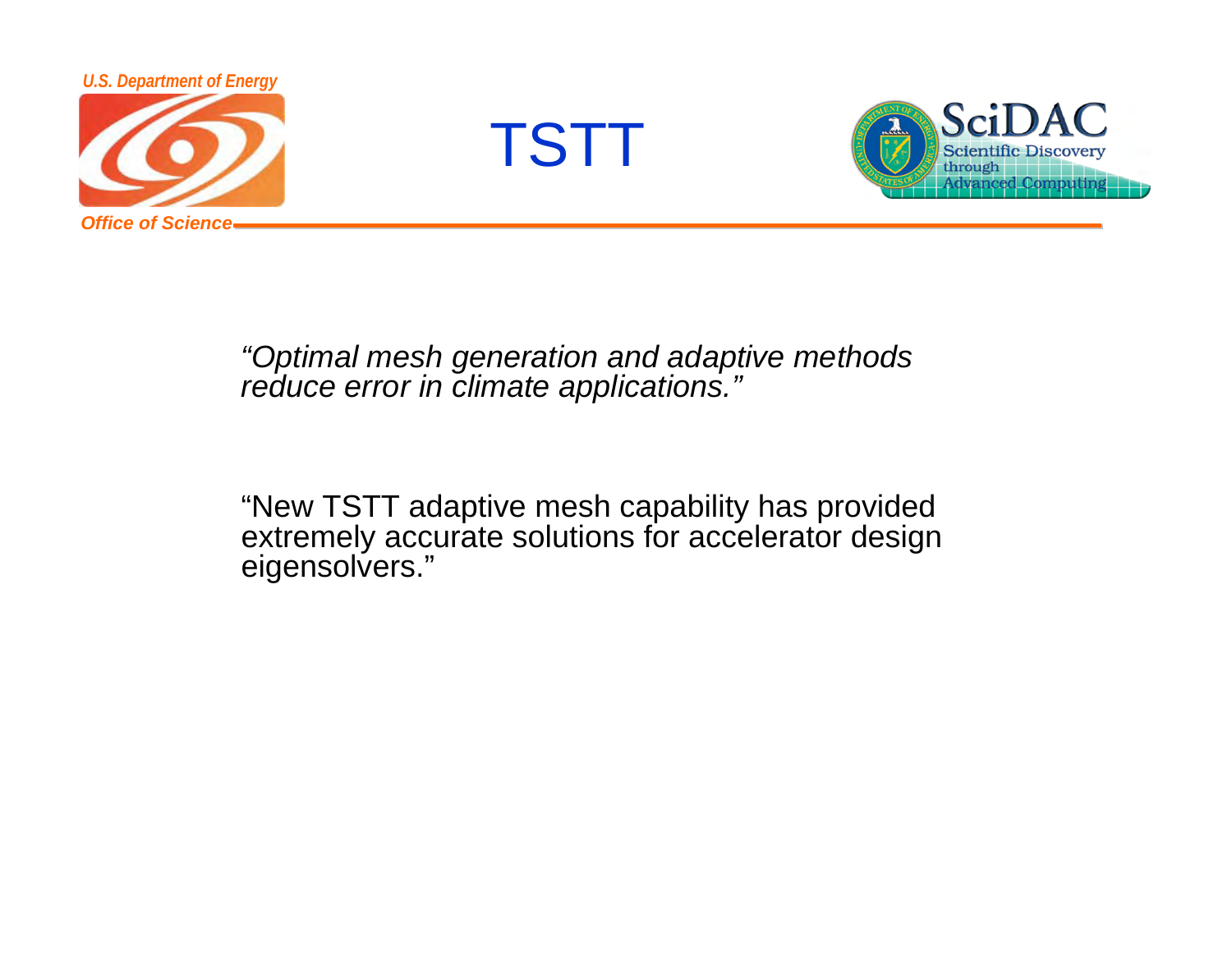# TSTT

*"Optimal mesh generation and adaptive methods reduce error in climate applications."*

"New TSTT adaptive mesh capability has provided extremely accurate solutions for accelerator design eigensolvers."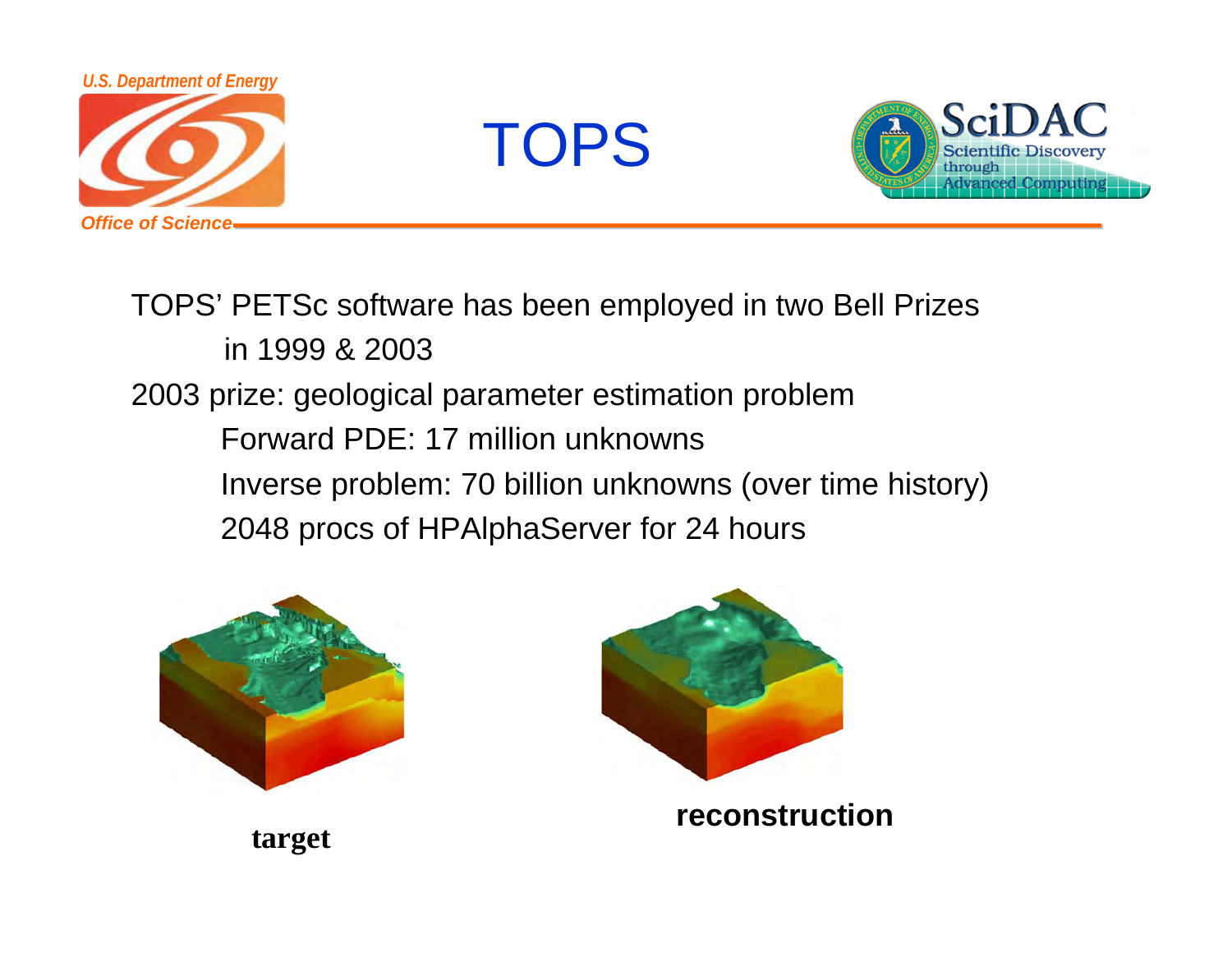# TOPS

TOPS' PETSc software has been employed in two Bell Prizes in 1999 & 2003

2003 prize: geological parameter estimation problem

- Forward PDE: 17 million unknowns
- Inverse problem: 70 billion unknowns (over time history)
- 2048 procs of HPAlphaServer for 24 hours

**target**

**reconstruction**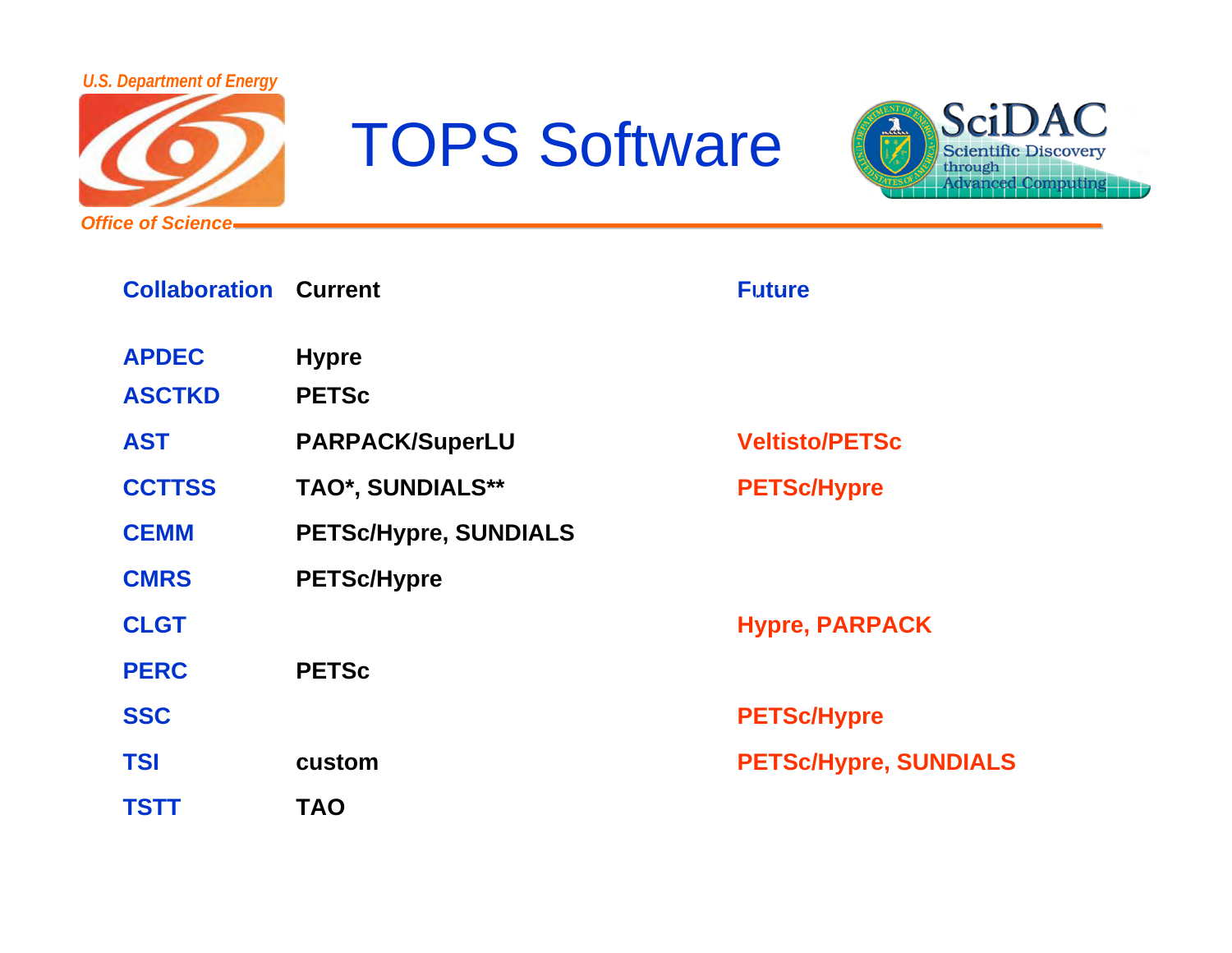# TOPS Software

| Collaboration | Current | Future |
|---|---|---|
| APDEC | Hypre | |
| ASCTKD | PETSc | |
| AST | PARPACK/SuperLU | Veltisto/PETSc |
| CCTTSS | TAO*, SUNDIALS** | PETSc/Hypre |
| CEMM | PETSc/Hypre, SUNDIALS | |
| CMRS | PETSc/Hypre | |
| CLGT | | Hypre, PARPACK |
| PERC | PETSc | |
| SSC | | PETSc/Hypre |
| TSI | custom | PETSc/Hypre, SUNDIALS |
| TSTT | TAO | |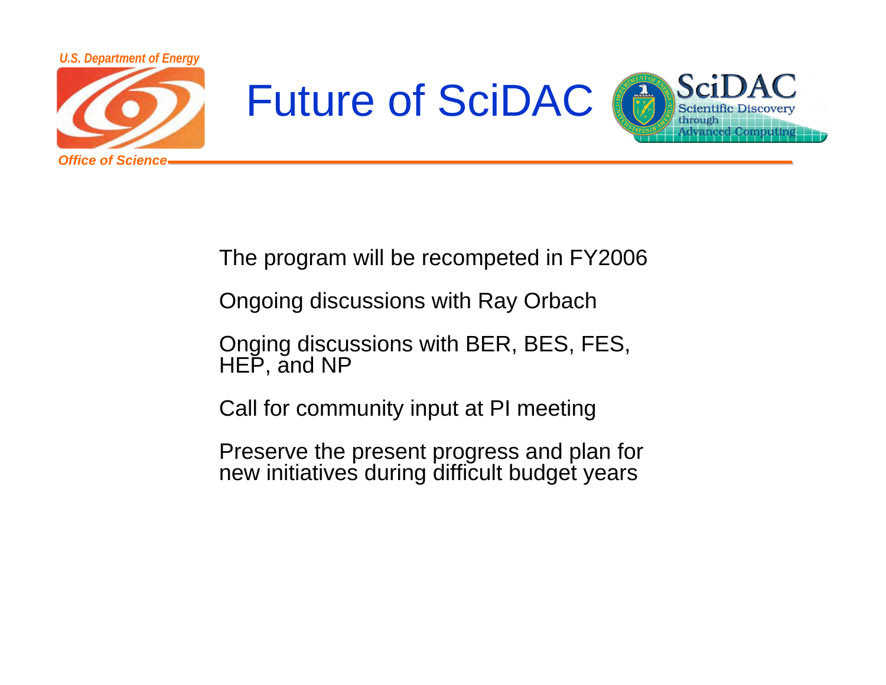U.S. Department of Energy

Office of Science

# Future of SciDAC

The program will be recompeted in FY2006

Ongoing discussions with Ray Orbach

Onging discussions with BER, BES, FES, HEP, and NP

Call for community input at PI meeting

Preserve the present progress and plan for new initiatives during difficult budget years